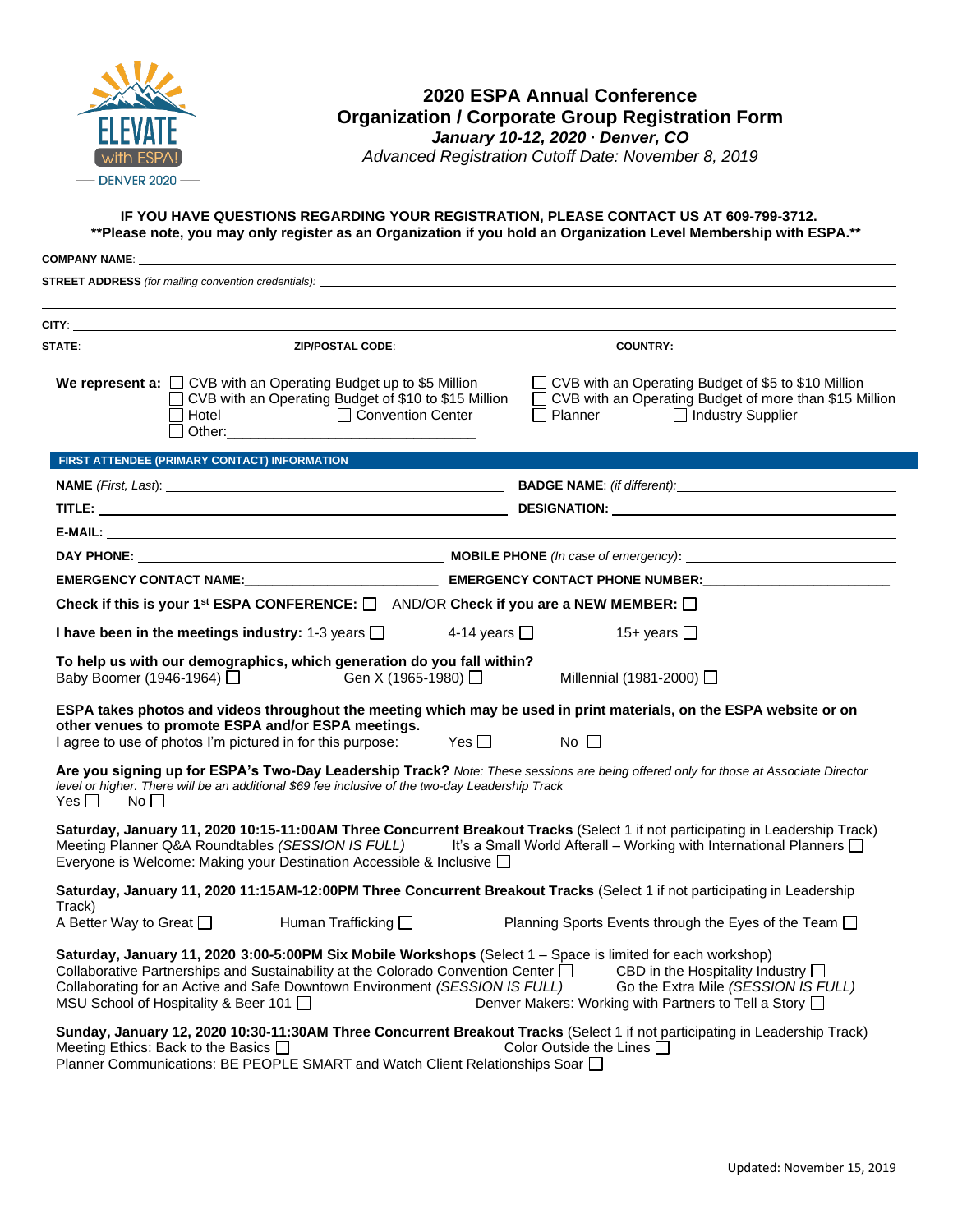ELEVATE with ESPA! DENVER 2020

# 2020 ESPA Annual Conference
## Organization / Corporate Group Registration Form
***January 10-12, 2020 · Denver, CO***
*Advanced Registration Cutoff Date: November 8, 2019*

**IF YOU HAVE QUESTIONS REGARDING YOUR REGISTRATION, PLEASE CONTACT US AT 609-799-3712.**
****Please note, you may only register as an Organization if you hold an Organization Level Membership with ESPA.****

**COMPANY NAME**: ______________________________

**STREET ADDRESS** *(for mailing convention credentials)*: ______________________________

**CITY**: ______________________________

**STATE**: ______________ **ZIP/POSTAL CODE**: ______________ **COUNTRY**: ______________

**We represent a:**
- ☐ CVB with an Operating Budget up to $5 Million
- ☐ CVB with an Operating Budget of $5 to $10 Million
- ☐ CVB with an Operating Budget of $10 to $15 Million
- ☐ CVB with an Operating Budget of more than $15 Million
- ☐ Hotel
- ☐ Convention Center
- ☐ Planner
- ☐ Industry Supplier
- ☐ Other:______________________________

### FIRST ATTENDEE (PRIMARY CONTACT) INFORMATION

**NAME** *(First, Last)*: ______________________________ **BADGE NAME**: *(if different)*: ______________

**TITLE**: ______________________________ **DESIGNATION**: ______________

**E-MAIL**: ______________________________

**DAY PHONE**: ______________________________ **MOBILE PHONE** *(In case of emergency)*: ______________

**EMERGENCY CONTACT NAME**: ______________ **EMERGENCY CONTACT PHONE NUMBER**: ______________

**Check if this is your 1st ESPA CONFERENCE:** ☐ AND/OR **Check if you are a NEW MEMBER:** ☐

**I have been in the meetings industry:** 1-3 years ☐ 4-14 years ☐ 15+ years ☐

**To help us with our demographics, which generation do you fall within?**
Baby Boomer (1946-1964) ☐ Gen X (1965-1980) ☐ Millennial (1981-2000) ☐

**ESPA takes photos and videos throughout the meeting which may be used in print materials, on the ESPA website or on other venues to promote ESPA and/or ESPA meetings.**
I agree to use of photos I'm pictured in for this purpose: Yes ☐ No ☐

**Are you signing up for ESPA's Two-Day Leadership Track?** *Note: These sessions are being offered only for those at Associate Director level or higher. There will be an additional $69 fee inclusive of the two-day Leadership Track*
Yes ☐ No ☐

**Saturday, January 11, 2020 10:15-11:00AM Three Concurrent Breakout Tracks** (Select 1 if not participating in Leadership Track)
- Meeting Planner Q&A Roundtables *(SESSION IS FULL)*
- It's a Small World Afterall – Working with International Planners ☐
- Everyone is Welcome: Making your Destination Accessible & Inclusive ☐

**Saturday, January 11, 2020 11:15AM-12:00PM Three Concurrent Breakout Tracks** (Select 1 if not participating in Leadership Track)
- A Better Way to Great ☐
- Human Trafficking ☐
- Planning Sports Events through the Eyes of the Team ☐

**Saturday, January 11, 2020 3:00-5:00PM Six Mobile Workshops** (Select 1 – Space is limited for each workshop)
- Collaborative Partnerships and Sustainability at the Colorado Convention Center ☐
- CBD in the Hospitality Industry ☐
- Collaborating for an Active and Safe Downtown Environment *(SESSION IS FULL)*
- Go the Extra Mile *(SESSION IS FULL)*
- MSU School of Hospitality & Beer 101 ☐
- Denver Makers: Working with Partners to Tell a Story ☐

**Sunday, January 12, 2020 10:30-11:30AM Three Concurrent Breakout Tracks** (Select 1 if not participating in Leadership Track)
- Meeting Ethics: Back to the Basics ☐
- Color Outside the Lines ☐
- Planner Communications: BE PEOPLE SMART and Watch Client Relationships Soar ☐

Updated: November 15, 2019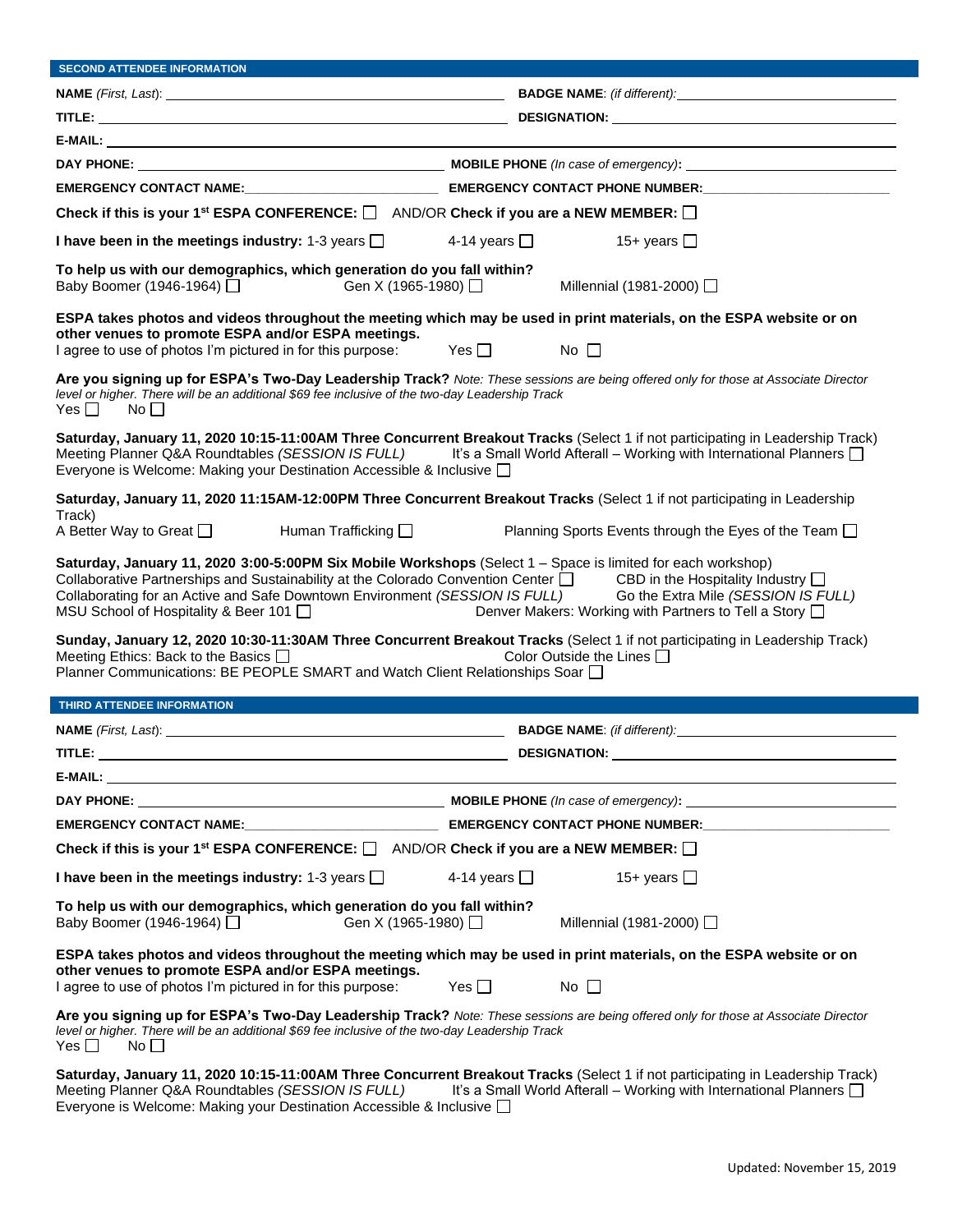## SECOND ATTENDEE INFORMATION

**NAME** *(First, Last)*: ______________________ **BADGE NAME**: *(if different)*: ______________________

**TITLE:** ______________________ **DESIGNATION:** ______________________

**E-MAIL:** ______________________

**DAY PHONE:** ______________________ **MOBILE PHONE** *(In case of emergency)*: ______________________

**EMERGENCY CONTACT NAME:** ______________________ **EMERGENCY CONTACT PHONE NUMBER:** ______________________

**Check if this is your 1st ESPA CONFERENCE:** ☐ AND/OR **Check if you are a NEW MEMBER:** ☐

**I have been in the meetings industry:** 1-3 years ☐ 4-14 years ☐ 15+ years ☐

**To help us with our demographics, which generation do you fall within?**
Baby Boomer (1946-1964) ☐ Gen X (1965-1980) ☐ Millennial (1981-2000) ☐

**ESPA takes photos and videos throughout the meeting which may be used in print materials, on the ESPA website or on other venues to promote ESPA and/or ESPA meetings.**
I agree to use of photos I'm pictured in for this purpose: Yes ☐ No ☐

**Are you signing up for ESPA's Two-Day Leadership Track?** *Note: These sessions are being offered only for those at Associate Director level or higher. There will be an additional $69 fee inclusive of the two-day Leadership Track*
Yes ☐ No ☐

**Saturday, January 11, 2020 10:15-11:00AM Three Concurrent Breakout Tracks** (Select 1 if not participating in Leadership Track)
Meeting Planner Q&A Roundtables *(SESSION IS FULL)* It's a Small World Afterall – Working with International Planners ☐
Everyone is Welcome: Making your Destination Accessible & Inclusive ☐

**Saturday, January 11, 2020 11:15AM-12:00PM Three Concurrent Breakout Tracks** (Select 1 if not participating in Leadership Track)
A Better Way to Great ☐ Human Trafficking ☐ Planning Sports Events through the Eyes of the Team ☐

**Saturday, January 11, 2020 3:00-5:00PM Six Mobile Workshops** (Select 1 – Space is limited for each workshop)
Collaborative Partnerships and Sustainability at the Colorado Convention Center ☐ CBD in the Hospitality Industry ☐
Collaborating for an Active and Safe Downtown Environment *(SESSION IS FULL)* Go the Extra Mile *(SESSION IS FULL)*
MSU School of Hospitality & Beer 101 ☐ Denver Makers: Working with Partners to Tell a Story ☐

**Sunday, January 12, 2020 10:30-11:30AM Three Concurrent Breakout Tracks** (Select 1 if not participating in Leadership Track)
Meeting Ethics: Back to the Basics ☐ Color Outside the Lines ☐
Planner Communications: BE PEOPLE SMART and Watch Client Relationships Soar ☐

## THIRD ATTENDEE INFORMATION

**NAME** *(First, Last)*: ______________________ **BADGE NAME**: *(if different)*: ______________________

**TITLE:** ______________________ **DESIGNATION:** ______________________

**E-MAIL:** ______________________

**DAY PHONE:** ______________________ **MOBILE PHONE** *(In case of emergency)*: ______________________

**EMERGENCY CONTACT NAME:** ______________________ **EMERGENCY CONTACT PHONE NUMBER:** ______________________

**Check if this is your 1st ESPA CONFERENCE:** ☐ AND/OR **Check if you are a NEW MEMBER:** ☐

**I have been in the meetings industry:** 1-3 years ☐ 4-14 years ☐ 15+ years ☐

**To help us with our demographics, which generation do you fall within?**
Baby Boomer (1946-1964) ☐ Gen X (1965-1980) ☐ Millennial (1981-2000) ☐

**ESPA takes photos and videos throughout the meeting which may be used in print materials, on the ESPA website or on other venues to promote ESPA and/or ESPA meetings.**
I agree to use of photos I'm pictured in for this purpose: Yes ☐ No ☐

**Are you signing up for ESPA's Two-Day Leadership Track?** *Note: These sessions are being offered only for those at Associate Director level or higher. There will be an additional $69 fee inclusive of the two-day Leadership Track*
Yes ☐ No ☐

**Saturday, January 11, 2020 10:15-11:00AM Three Concurrent Breakout Tracks** (Select 1 if not participating in Leadership Track)
Meeting Planner Q&A Roundtables *(SESSION IS FULL)* It's a Small World Afterall – Working with International Planners ☐
Everyone is Welcome: Making your Destination Accessible & Inclusive ☐

Updated: November 15, 2019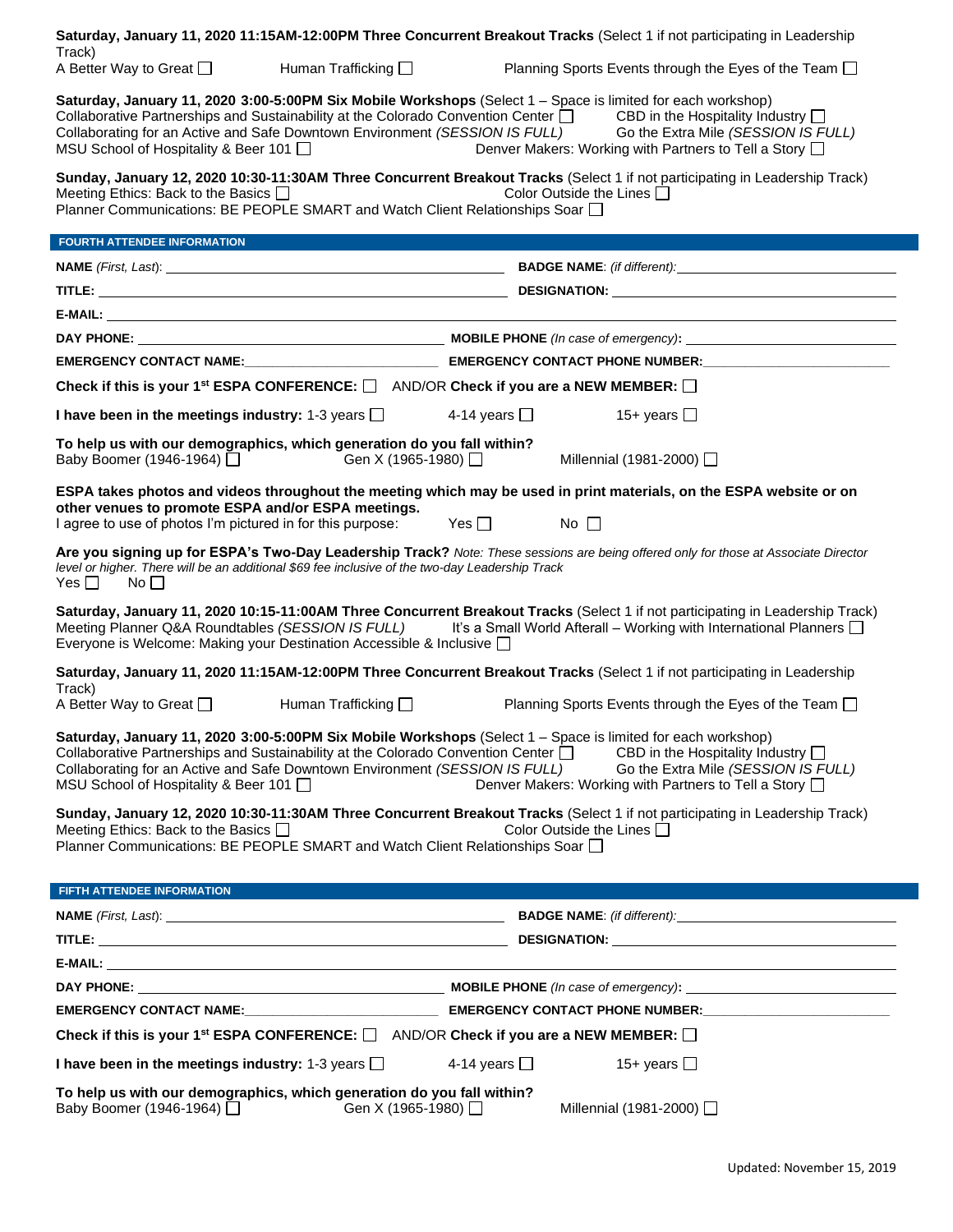**Saturday, January 11, 2020 11:15AM-12:00PM Three Concurrent Breakout Tracks** (Select 1 if not participating in Leadership Track)

A Better Way to Great ☐ Human Trafficking ☐ Planning Sports Events through the Eyes of the Team ☐

**Saturday, January 11, 2020 3:00-5:00PM Six Mobile Workshops** (Select 1 – Space is limited for each workshop)

Collaborative Partnerships and Sustainability at the Colorado Convention Center ☐ CBD in the Hospitality Industry ☐
Collaborating for an Active and Safe Downtown Environment *(SESSION IS FULL)* Go the Extra Mile *(SESSION IS FULL)*
MSU School of Hospitality & Beer 101 ☐ Denver Makers: Working with Partners to Tell a Story ☐

**Sunday, January 12, 2020 10:30-11:30AM Three Concurrent Breakout Tracks** (Select 1 if not participating in Leadership Track)

Meeting Ethics: Back to the Basics ☐ Color Outside the Lines ☐
Planner Communications: BE PEOPLE SMART and Watch Client Relationships Soar ☐

## FOURTH ATTENDEE INFORMATION

**NAME** *(First, Last)*: ______________________ **BADGE NAME**: *(if different)*: ______________________

**TITLE:** ______________________ **DESIGNATION:** ______________________

**E-MAIL:** ______________________

**DAY PHONE:** ______________________ **MOBILE PHONE** *(In case of emergency)*: ______________________

**EMERGENCY CONTACT NAME:** ______________________ **EMERGENCY CONTACT PHONE NUMBER:** ______________________

**Check if this is your 1st ESPA CONFERENCE:** ☐ AND/OR **Check if you are a NEW MEMBER:** ☐

**I have been in the meetings industry:** 1-3 years ☐ 4-14 years ☐ 15+ years ☐

**To help us with our demographics, which generation do you fall within?**
Baby Boomer (1946-1964) ☐ Gen X (1965-1980) ☐ Millennial (1981-2000) ☐

**ESPA takes photos and videos throughout the meeting which may be used in print materials, on the ESPA website or on other venues to promote ESPA and/or ESPA meetings.**
I agree to use of photos I'm pictured in for this purpose: Yes ☐ No ☐

**Are you signing up for ESPA's Two-Day Leadership Track?** *Note: These sessions are being offered only for those at Associate Director level or higher. There will be an additional $69 fee inclusive of the two-day Leadership Track*
Yes ☐ No ☐

**Saturday, January 11, 2020 10:15-11:00AM Three Concurrent Breakout Tracks** (Select 1 if not participating in Leadership Track)

Meeting Planner Q&A Roundtables *(SESSION IS FULL)* It's a Small World Afterall – Working with International Planners ☐
Everyone is Welcome: Making your Destination Accessible & Inclusive ☐

**Saturday, January 11, 2020 11:15AM-12:00PM Three Concurrent Breakout Tracks** (Select 1 if not participating in Leadership Track)

A Better Way to Great ☐ Human Trafficking ☐ Planning Sports Events through the Eyes of the Team ☐

**Saturday, January 11, 2020 3:00-5:00PM Six Mobile Workshops** (Select 1 – Space is limited for each workshop)

Collaborative Partnerships and Sustainability at the Colorado Convention Center ☐ CBD in the Hospitality Industry ☐
Collaborating for an Active and Safe Downtown Environment *(SESSION IS FULL)* Go the Extra Mile *(SESSION IS FULL)*
MSU School of Hospitality & Beer 101 ☐ Denver Makers: Working with Partners to Tell a Story ☐

**Sunday, January 12, 2020 10:30-11:30AM Three Concurrent Breakout Tracks** (Select 1 if not participating in Leadership Track)

Meeting Ethics: Back to the Basics ☐ Color Outside the Lines ☐
Planner Communications: BE PEOPLE SMART and Watch Client Relationships Soar ☐

## FIFTH ATTENDEE INFORMATION

**NAME** *(First, Last)*: ______________________ **BADGE NAME**: *(if different)*: ______________________

**TITLE:** ______________________ **DESIGNATION:** ______________________

**E-MAIL:** ______________________

**DAY PHONE:** ______________________ **MOBILE PHONE** *(In case of emergency)*: ______________________

**EMERGENCY CONTACT NAME:** ______________________ **EMERGENCY CONTACT PHONE NUMBER:** ______________________

**Check if this is your 1st ESPA CONFERENCE:** ☐ AND/OR **Check if you are a NEW MEMBER:** ☐

**I have been in the meetings industry:** 1-3 years ☐ 4-14 years ☐ 15+ years ☐

**To help us with our demographics, which generation do you fall within?**
Baby Boomer (1946-1964) ☐ Gen X (1965-1980) ☐ Millennial (1981-2000) ☐

Updated: November 15, 2019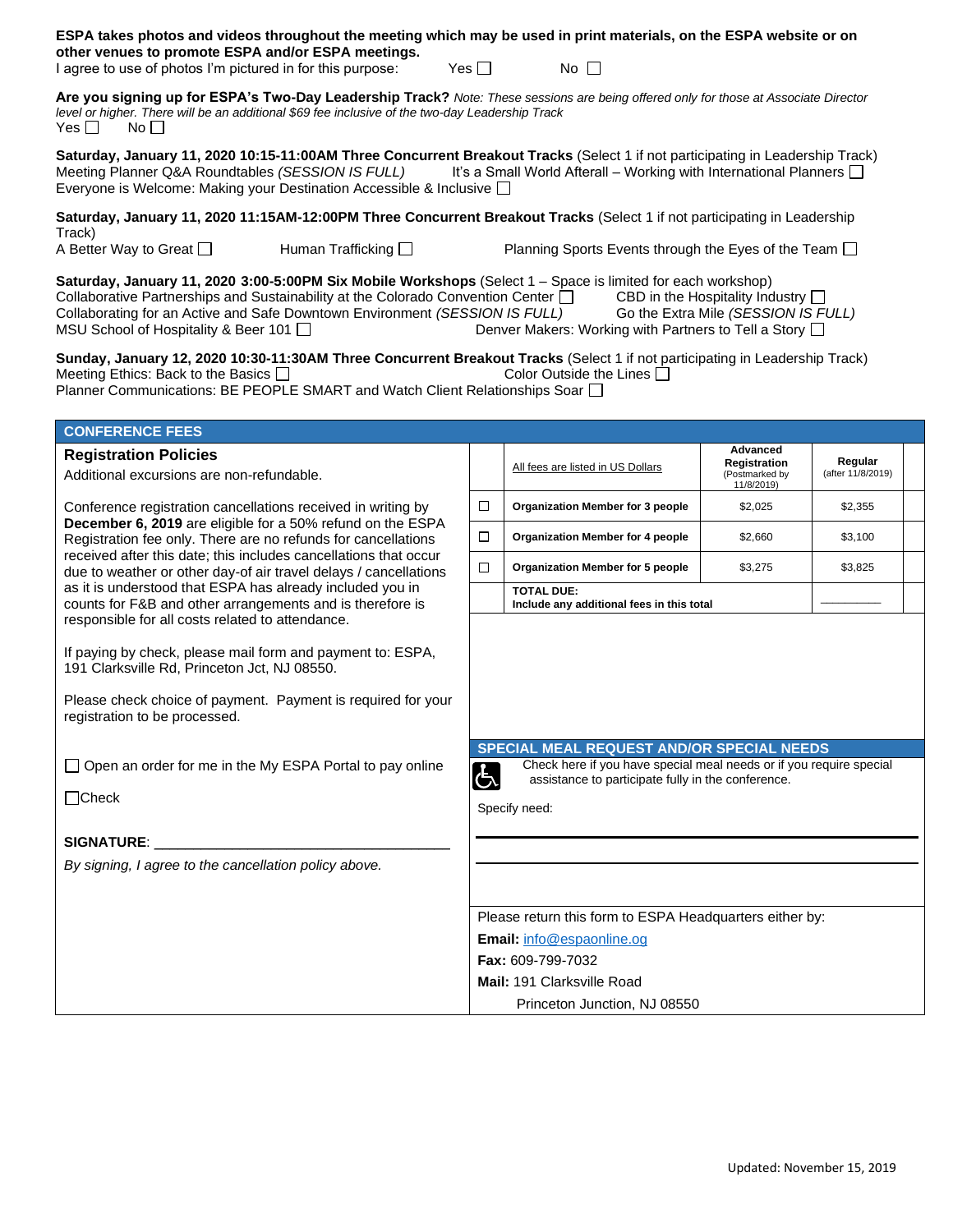**ESPA takes photos and videos throughout the meeting which may be used in print materials, on the ESPA website or on other venues to promote ESPA and/or ESPA meetings.**

I agree to use of photos I'm pictured in for this purpose: Yes ☐ No ☐

**Are you signing up for ESPA's Two-Day Leadership Track?** *Note: These sessions are being offered only for those at Associate Director level or higher. There will be an additional $69 fee inclusive of the two-day Leadership Track*

Yes ☐ No ☐

**Saturday, January 11, 2020 10:15-11:00AM Three Concurrent Breakout Tracks** (Select 1 if not participating in Leadership Track)

Meeting Planner Q&A Roundtables *(SESSION IS FULL)*

It's a Small World Afterall – Working with International Planners ☐

Everyone is Welcome: Making your Destination Accessible & Inclusive ☐

**Saturday, January 11, 2020 11:15AM-12:00PM Three Concurrent Breakout Tracks** (Select 1 if not participating in Leadership Track)

A Better Way to Great ☐

Human Trafficking ☐

Planning Sports Events through the Eyes of the Team ☐

**Saturday, January 11, 2020 3:00-5:00PM Six Mobile Workshops** (Select 1 – Space is limited for each workshop)

Collaborative Partnerships and Sustainability at the Colorado Convention Center ☐

CBD in the Hospitality Industry ☐

Collaborating for an Active and Safe Downtown Environment *(SESSION IS FULL)*

Go the Extra Mile *(SESSION IS FULL)*

MSU School of Hospitality & Beer 101 ☐

Denver Makers: Working with Partners to Tell a Story ☐

**Sunday, January 12, 2020 10:30-11:30AM Three Concurrent Breakout Tracks** (Select 1 if not participating in Leadership Track)

Meeting Ethics: Back to the Basics ☐

Color Outside the Lines ☐

Planner Communications: BE PEOPLE SMART and Watch Client Relationships Soar ☐

## CONFERENCE FEES

### Registration Policies

Additional excursions are non-refundable.

Conference registration cancellations received in writing by **December 6, 2019** are eligible for a 50% refund on the ESPA Registration fee only. There are no refunds for cancellations received after this date; this includes cancellations that occur due to weather or other day-of air travel delays / cancellations as it is understood that ESPA has already included you in counts for F&B and other arrangements and is therefore is responsible for all costs related to attendance.

If paying by check, please mail form and payment to: ESPA, 191 Clarksville Rd, Princeton Jct, NJ 08550.

Please check choice of payment. Payment is required for your registration to be processed.

☐ Open an order for me in the My ESPA Portal to pay online

☐ Check

**SIGNATURE**: ___________________________________

*By signing, I agree to the cancellation policy above.*

| | All fees are listed in US Dollars | Advanced Registration (Postmarked by 11/8/2019) | Regular (after 11/8/2019) | |
|---|---|---|---|---|
| ☐ | **Organization Member for 3 people** | $2,025 | $2,355 | |
| ☐ | **Organization Member for 4 people** | $2,660 | $3,100 | |
| ☐ | **Organization Member for 5 people** | $3,275 | $3,825 | |
| | **TOTAL DUE:** Include any additional fees in this total | | _________ | |

### SPECIAL MEAL REQUEST AND/OR SPECIAL NEEDS

☐ Check here if you have special meal needs or if you require special assistance to participate fully in the conference.

Specify need:

_______________________________________________

_______________________________________________

Please return this form to ESPA Headquarters either by:

**Email:** info@espaonline.og

**Fax:** 609-799-7032

**Mail:** 191 Clarksville Road
Princeton Junction, NJ 08550

Updated: November 15, 2019